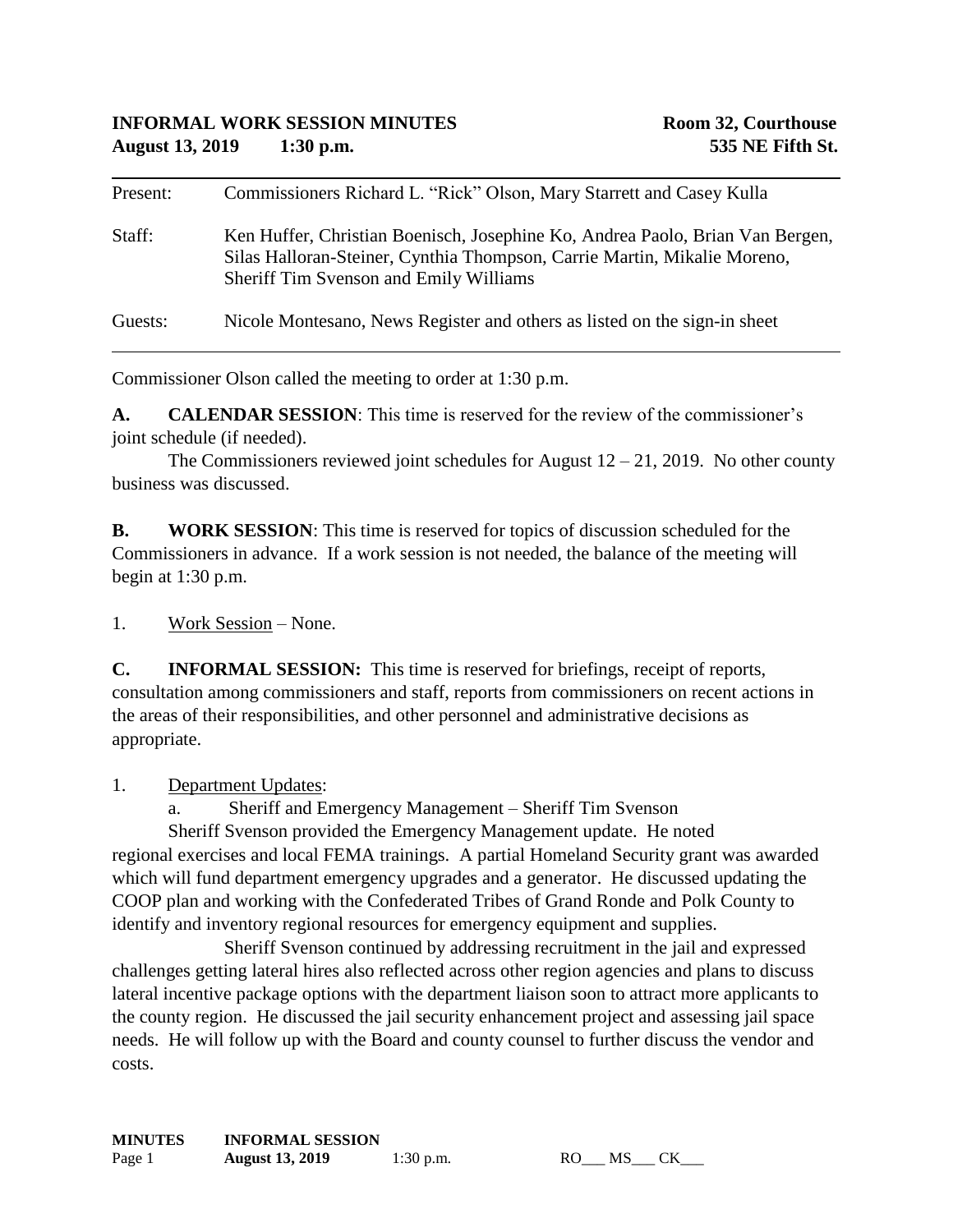**INFORMAL WORK SESSION MINUTES** **Room 32, Courthouse**
**August 13, 2019 1:30 p.m.** **535 NE Fifth St.**

---

Present: Commissioners Richard L. "Rick" Olson, Mary Starrett and Casey Kulla

Staff: Ken Huffer, Christian Boenisch, Josephine Ko, Andrea Paolo, Brian Van Bergen, Silas Halloran-Steiner, Cynthia Thompson, Carrie Martin, Mikalie Moreno, Sheriff Tim Svenson and Emily Williams

Guests: Nicole Montesano, News Register and others as listed on the sign-in sheet

---

Commissioner Olson called the meeting to order at 1:30 p.m.

**A. CALENDAR SESSION**: This time is reserved for the review of the commissioner's joint schedule (if needed).

The Commissioners reviewed joint schedules for August 12 – 21, 2019. No other county business was discussed.

**B. WORK SESSION**: This time is reserved for topics of discussion scheduled for the Commissioners in advance. If a work session is not needed, the balance of the meeting will begin at 1:30 p.m.

1. Work Session – None.

**C. INFORMAL SESSION:** This time is reserved for briefings, receipt of reports, consultation among commissioners and staff, reports from commissioners on recent actions in the areas of their responsibilities, and other personnel and administrative decisions as appropriate.

1. Department Updates:

a. Sheriff and Emergency Management – Sheriff Tim Svenson

Sheriff Svenson provided the Emergency Management update. He noted regional exercises and local FEMA trainings. A partial Homeland Security grant was awarded which will fund department emergency upgrades and a generator. He discussed updating the COOP plan and working with the Confederated Tribes of Grand Ronde and Polk County to identify and inventory regional resources for emergency equipment and supplies.

Sheriff Svenson continued by addressing recruitment in the jail and expressed challenges getting lateral hires also reflected across other region agencies and plans to discuss lateral incentive package options with the department liaison soon to attract more applicants to the county region. He discussed the jail security enhancement project and assessing jail space needs. He will follow up with the Board and county counsel to further discuss the vendor and costs.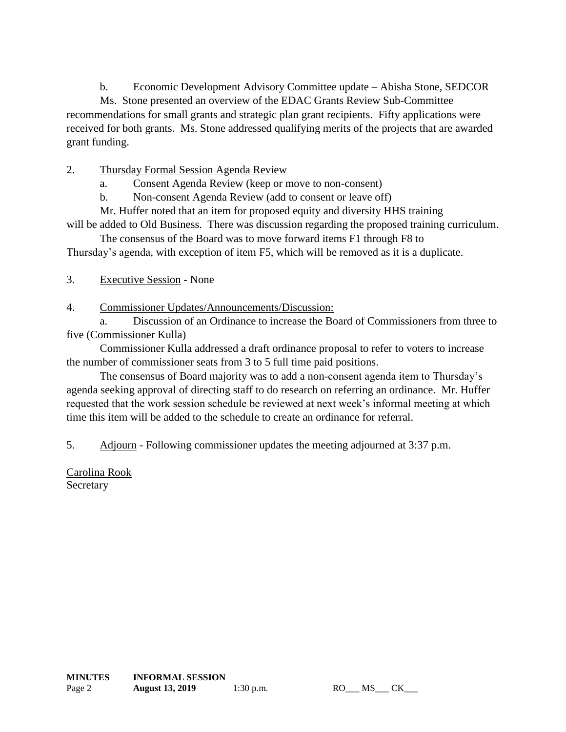b. Economic Development Advisory Committee update – Abisha Stone, SEDCOR

Ms. Stone presented an overview of the EDAC Grants Review Sub-Committee recommendations for small grants and strategic plan grant recipients. Fifty applications were received for both grants. Ms. Stone addressed qualifying merits of the projects that are awarded grant funding.

2. Thursday Formal Session Agenda Review

a. Consent Agenda Review (keep or move to non-consent)

b. Non-consent Agenda Review (add to consent or leave off)

Mr. Huffer noted that an item for proposed equity and diversity HHS training will be added to Old Business. There was discussion regarding the proposed training curriculum.

The consensus of the Board was to move forward items F1 through F8 to Thursday's agenda, with exception of item F5, which will be removed as it is a duplicate.

3. Executive Session - None

4. Commissioner Updates/Announcements/Discussion:

a. Discussion of an Ordinance to increase the Board of Commissioners from three to five (Commissioner Kulla)

Commissioner Kulla addressed a draft ordinance proposal to refer to voters to increase the number of commissioner seats from 3 to 5 full time paid positions.

The consensus of Board majority was to add a non-consent agenda item to Thursday's agenda seeking approval of directing staff to do research on referring an ordinance. Mr. Huffer requested that the work session schedule be reviewed at next week's informal meeting at which time this item will be added to the schedule to create an ordinance for referral.

5. Adjourn - Following commissioner updates the meeting adjourned at 3:37 p.m.

Carolina Rook
Secretary

**MINUTES** **INFORMAL SESSION**
**August 13, 2019** 1:30 p.m. RO___ MS___ CK___